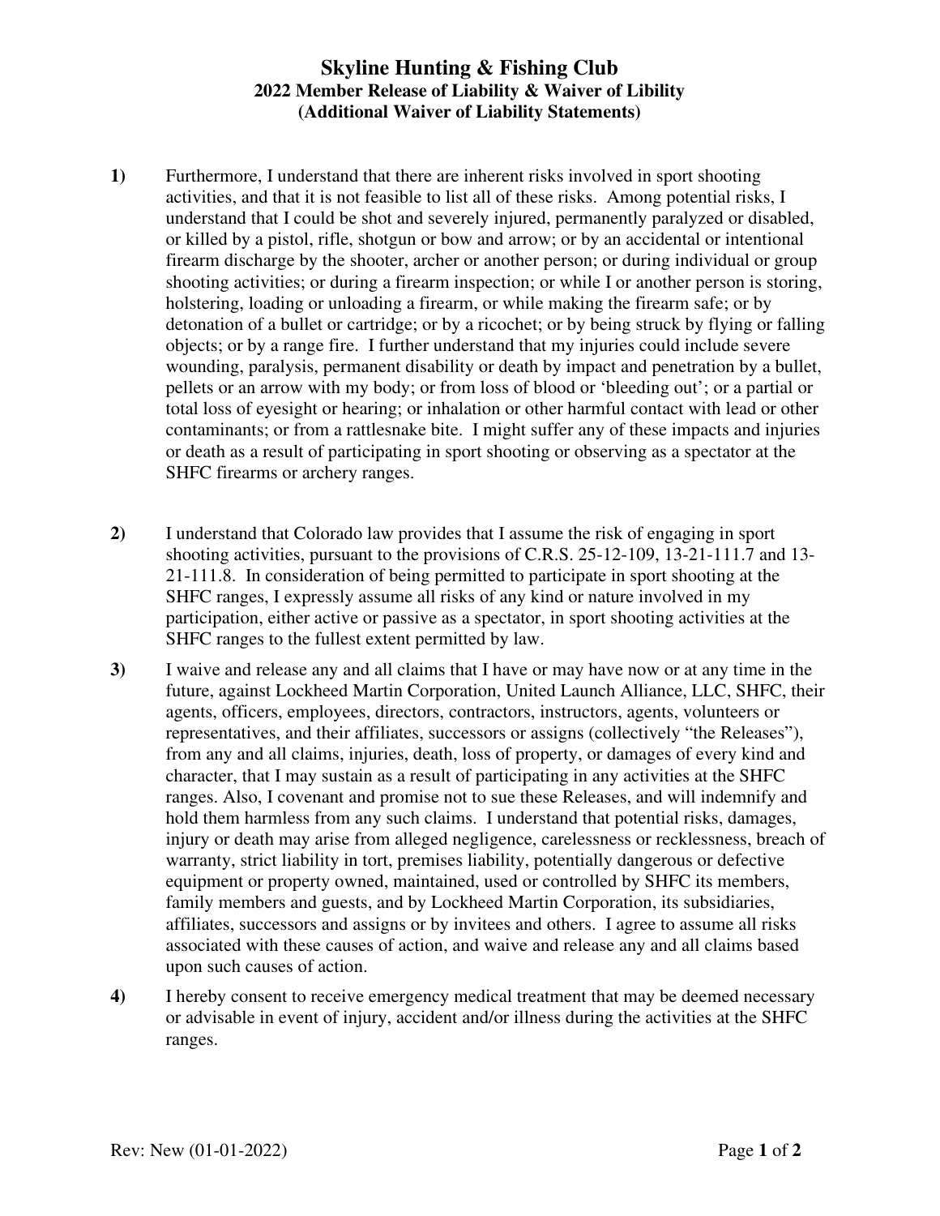# Skyline Hunting & Fishing Club

## 2022 Member Release of Liability & Waiver of Libility

## (Additional Waiver of Liability Statements)

**1)** Furthermore, I understand that there are inherent risks involved in sport shooting activities, and that it is not feasible to list all of these risks. Among potential risks, I understand that I could be shot and severely injured, permanently paralyzed or disabled, or killed by a pistol, rifle, shotgun or bow and arrow; or by an accidental or intentional firearm discharge by the shooter, archer or another person; or during individual or group shooting activities; or during a firearm inspection; or while I or another person is storing, holstering, loading or unloading a firearm, or while making the firearm safe; or by detonation of a bullet or cartridge; or by a ricochet; or by being struck by flying or falling objects; or by a range fire. I further understand that my injuries could include severe wounding, paralysis, permanent disability or death by impact and penetration by a bullet, pellets or an arrow with my body; or from loss of blood or 'bleeding out'; or a partial or total loss of eyesight or hearing; or inhalation or other harmful contact with lead or other contaminants; or from a rattlesnake bite. I might suffer any of these impacts and injuries or death as a result of participating in sport shooting or observing as a spectator at the SHFC firearms or archery ranges.

**2)** I understand that Colorado law provides that I assume the risk of engaging in sport shooting activities, pursuant to the provisions of C.R.S. 25-12-109, 13-21-111.7 and 13-21-111.8. In consideration of being permitted to participate in sport shooting at the SHFC ranges, I expressly assume all risks of any kind or nature involved in my participation, either active or passive as a spectator, in sport shooting activities at the SHFC ranges to the fullest extent permitted by law.

**3)** I waive and release any and all claims that I have or may have now or at any time in the future, against Lockheed Martin Corporation, United Launch Alliance, LLC, SHFC, their agents, officers, employees, directors, contractors, instructors, agents, volunteers or representatives, and their affiliates, successors or assigns (collectively "the Releases"), from any and all claims, injuries, death, loss of property, or damages of every kind and character, that I may sustain as a result of participating in any activities at the SHFC ranges. Also, I covenant and promise not to sue these Releases, and will indemnify and hold them harmless from any such claims. I understand that potential risks, damages, injury or death may arise from alleged negligence, carelessness or recklessness, breach of warranty, strict liability in tort, premises liability, potentially dangerous or defective equipment or property owned, maintained, used or controlled by SHFC its members, family members and guests, and by Lockheed Martin Corporation, its subsidiaries, affiliates, successors and assigns or by invitees and others. I agree to assume all risks associated with these causes of action, and waive and release any and all claims based upon such causes of action.

**4)** I hereby consent to receive emergency medical treatment that may be deemed necessary or advisable in event of injury, accident and/or illness during the activities at the SHFC ranges.

Rev: New (01-01-2022)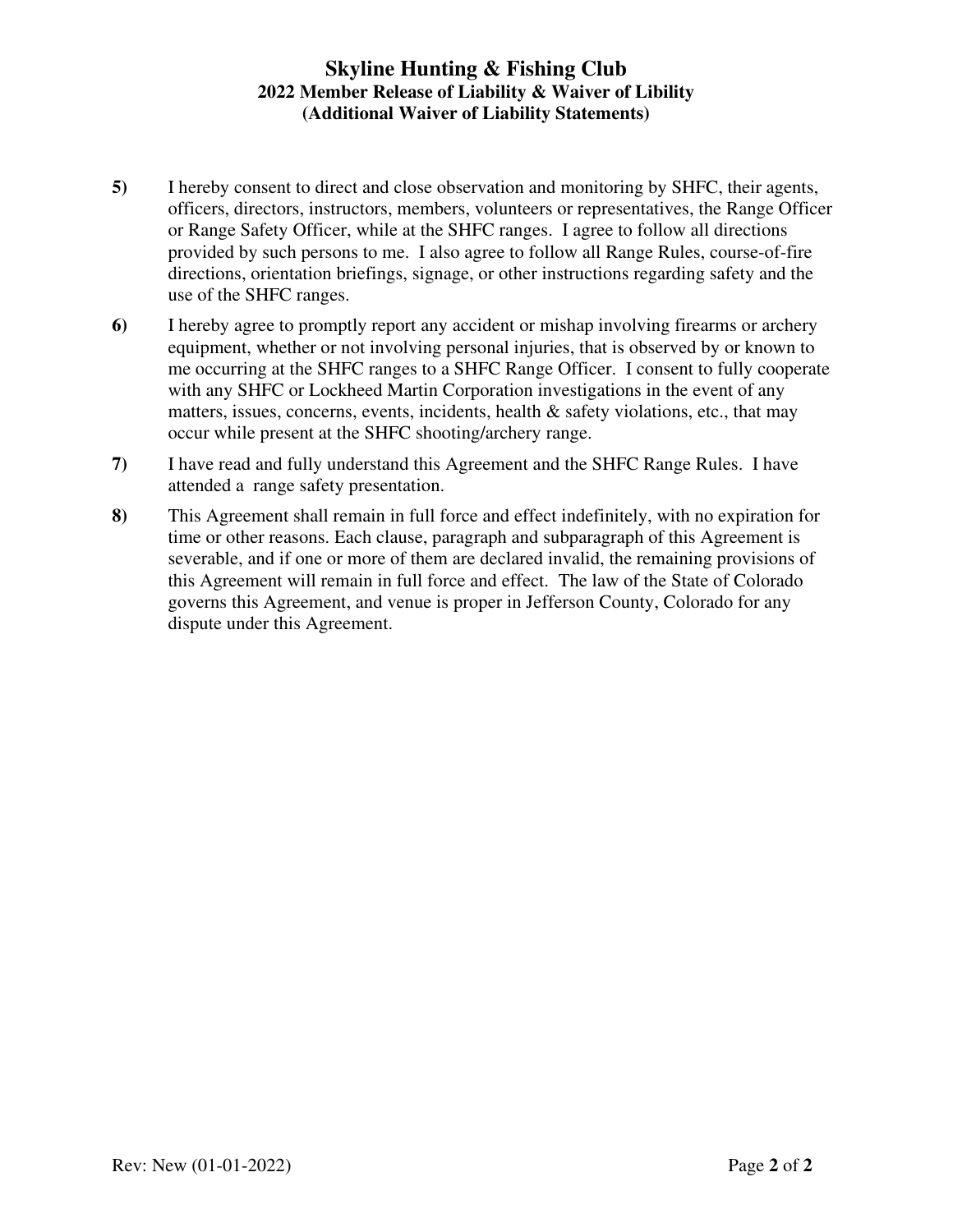# Skyline Hunting & Fishing Club

## 2022 Member Release of Liability & Waiver of Libility

## (Additional Waiver of Liability Statements)

**5)** I hereby consent to direct and close observation and monitoring by SHFC, their agents, officers, directors, instructors, members, volunteers or representatives, the Range Officer or Range Safety Officer, while at the SHFC ranges. I agree to follow all directions provided by such persons to me. I also agree to follow all Range Rules, course-of-fire directions, orientation briefings, signage, or other instructions regarding safety and the use of the SHFC ranges.

**6)** I hereby agree to promptly report any accident or mishap involving firearms or archery equipment, whether or not involving personal injuries, that is observed by or known to me occurring at the SHFC ranges to a SHFC Range Officer. I consent to fully cooperate with any SHFC or Lockheed Martin Corporation investigations in the event of any matters, issues, concerns, events, incidents, health & safety violations, etc., that may occur while present at the SHFC shooting/archery range.

**7)** I have read and fully understand this Agreement and the SHFC Range Rules. I have attended a range safety presentation.

**8)** This Agreement shall remain in full force and effect indefinitely, with no expiration for time or other reasons. Each clause, paragraph and subparagraph of this Agreement is severable, and if one or more of them are declared invalid, the remaining provisions of this Agreement will remain in full force and effect. The law of the State of Colorado governs this Agreement, and venue is proper in Jefferson County, Colorado for any dispute under this Agreement.

Rev: New (01-01-2022)